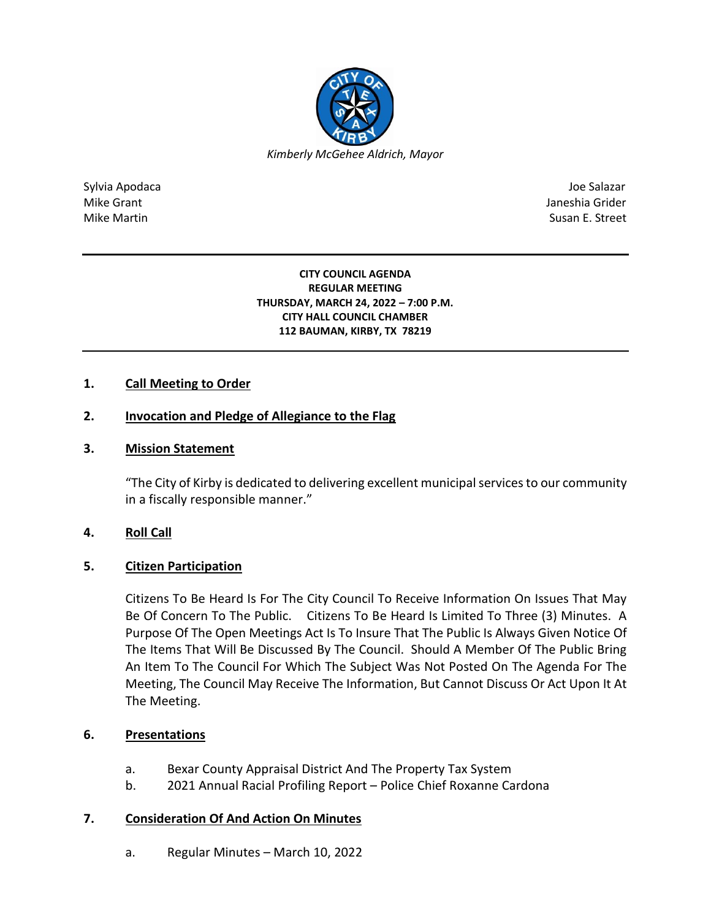*Kimberly McGehee Aldrich, Mayor*

Sylvia Apodaca
Mike Grant
Mike Martin

Joe Salazar
Janeshia Grider
Susan E. Street

---

**CITY COUNCIL AGENDA**
**REGULAR MEETING**
**THURSDAY, MARCH 24, 2022 – 7:00 P.M.**
**CITY HALL COUNCIL CHAMBER**
**112 BAUMAN, KIRBY, TX 78219**

---

**1. Call Meeting to Order**

**2. Invocation and Pledge of Allegiance to the Flag**

**3. Mission Statement**

"The City of Kirby is dedicated to delivering excellent municipal services to our community in a fiscally responsible manner."

**4. Roll Call**

**5. Citizen Participation**

Citizens To Be Heard Is For The City Council To Receive Information On Issues That May Be Of Concern To The Public. Citizens To Be Heard Is Limited To Three (3) Minutes. A Purpose Of The Open Meetings Act Is To Insure That The Public Is Always Given Notice Of The Items That Will Be Discussed By The Council. Should A Member Of The Public Bring An Item To The Council For Which The Subject Was Not Posted On The Agenda For The Meeting, The Council May Receive The Information, But Cannot Discuss Or Act Upon It At The Meeting.

**6. Presentations**

a. Bexar County Appraisal District And The Property Tax System
b. 2021 Annual Racial Profiling Report – Police Chief Roxanne Cardona

**7. Consideration Of And Action On Minutes**

a. Regular Minutes – March 10, 2022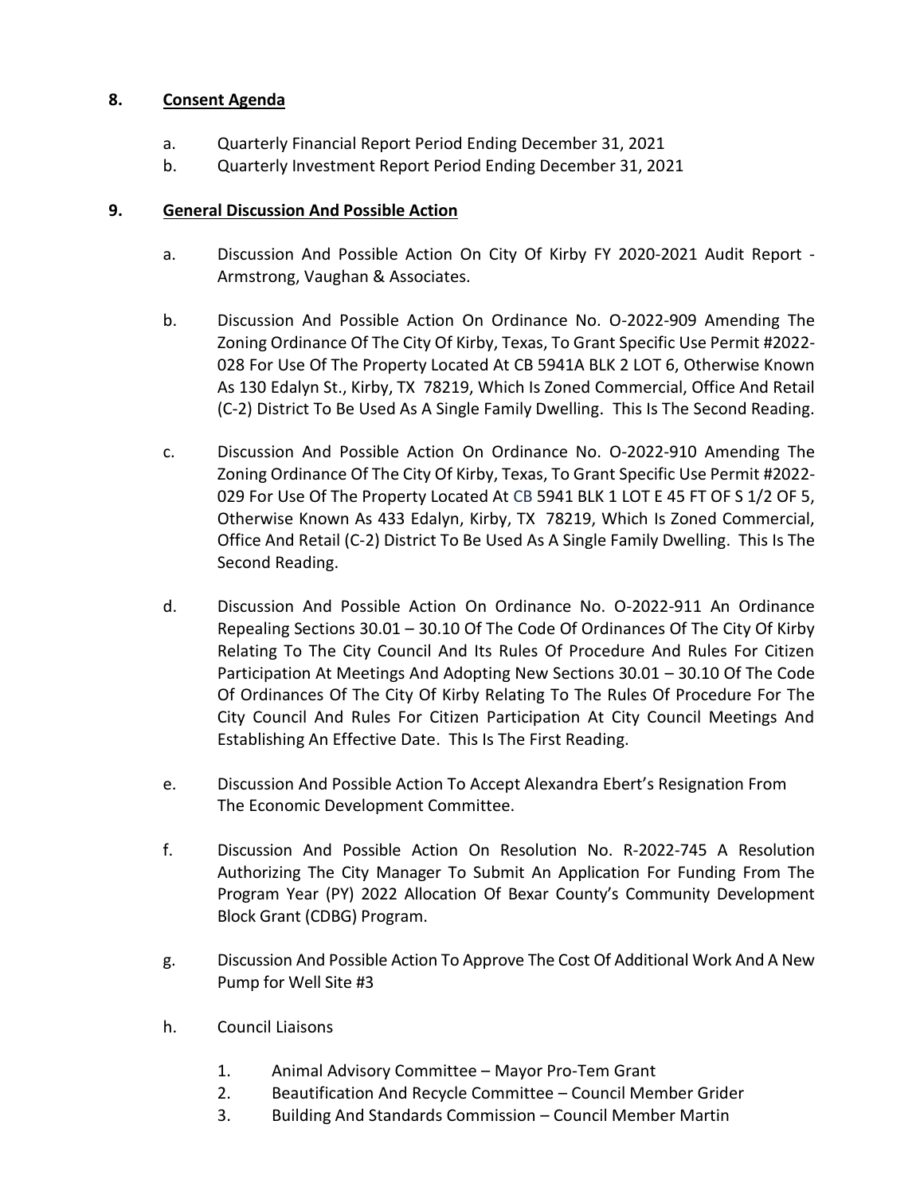8. **Consent Agenda**

   a. Quarterly Financial Report Period Ending December 31, 2021
   b. Quarterly Investment Report Period Ending December 31, 2021

9. **General Discussion And Possible Action**

   a. Discussion And Possible Action On City Of Kirby FY 2020-2021 Audit Report - Armstrong, Vaughan & Associates.

   b. Discussion And Possible Action On Ordinance No. O-2022-909 Amending The Zoning Ordinance Of The City Of Kirby, Texas, To Grant Specific Use Permit #2022-028 For Use Of The Property Located At CB 5941A BLK 2 LOT 6, Otherwise Known As 130 Edalyn St., Kirby, TX 78219, Which Is Zoned Commercial, Office And Retail (C-2) District To Be Used As A Single Family Dwelling. This Is The Second Reading.

   c. Discussion And Possible Action On Ordinance No. O-2022-910 Amending The Zoning Ordinance Of The City Of Kirby, Texas, To Grant Specific Use Permit #2022-029 For Use Of The Property Located At CB 5941 BLK 1 LOT E 45 FT OF S 1/2 OF 5, Otherwise Known As 433 Edalyn, Kirby, TX 78219, Which Is Zoned Commercial, Office And Retail (C-2) District To Be Used As A Single Family Dwelling. This Is The Second Reading.

   d. Discussion And Possible Action On Ordinance No. O-2022-911 An Ordinance Repealing Sections 30.01 – 30.10 Of The Code Of Ordinances Of The City Of Kirby Relating To The City Council And Its Rules Of Procedure And Rules For Citizen Participation At Meetings And Adopting New Sections 30.01 – 30.10 Of The Code Of Ordinances Of The City Of Kirby Relating To The Rules Of Procedure For The City Council And Rules For Citizen Participation At City Council Meetings And Establishing An Effective Date. This Is The First Reading.

   e. Discussion And Possible Action To Accept Alexandra Ebert's Resignation From The Economic Development Committee.

   f. Discussion And Possible Action On Resolution No. R-2022-745 A Resolution Authorizing The City Manager To Submit An Application For Funding From The Program Year (PY) 2022 Allocation Of Bexar County's Community Development Block Grant (CDBG) Program.

   g. Discussion And Possible Action To Approve The Cost Of Additional Work And A New Pump for Well Site #3

   h. Council Liaisons

      1. Animal Advisory Committee – Mayor Pro-Tem Grant
      2. Beautification And Recycle Committee – Council Member Grider
      3. Building And Standards Commission – Council Member Martin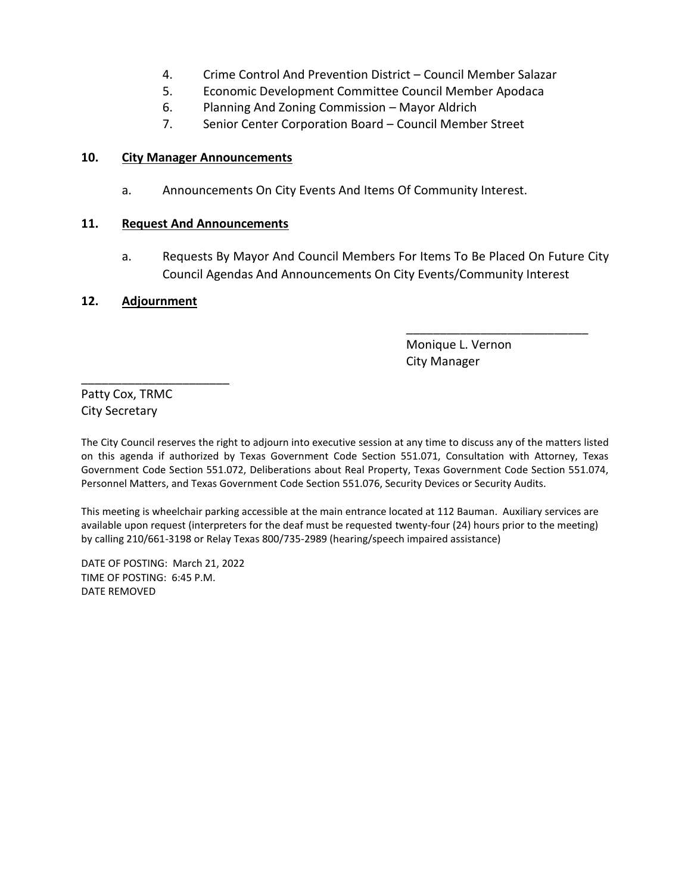4. Crime Control And Prevention District – Council Member Salazar
5. Economic Development Committee Council Member Apodaca
6. Planning And Zoning Commission – Mayor Aldrich
7. Senior Center Corporation Board – Council Member Street

**10. City Manager Announcements**

a. Announcements On City Events And Items Of Community Interest.

**11. Request And Announcements**

a. Requests By Mayor And Council Members For Items To Be Placed On Future City Council Agendas And Announcements On City Events/Community Interest

**12. Adjournment**

___________________________
Monique L. Vernon
City Manager

______________________
Patty Cox, TRMC
City Secretary

The City Council reserves the right to adjourn into executive session at any time to discuss any of the matters listed on this agenda if authorized by Texas Government Code Section 551.071, Consultation with Attorney, Texas Government Code Section 551.072, Deliberations about Real Property, Texas Government Code Section 551.074, Personnel Matters, and Texas Government Code Section 551.076, Security Devices or Security Audits.

This meeting is wheelchair parking accessible at the main entrance located at 112 Bauman. Auxiliary services are available upon request (interpreters for the deaf must be requested twenty-four (24) hours prior to the meeting) by calling 210/661-3198 or Relay Texas 800/735-2989 (hearing/speech impaired assistance)

DATE OF POSTING: March 21, 2022
TIME OF POSTING: 6:45 P.M.
DATE REMOVED